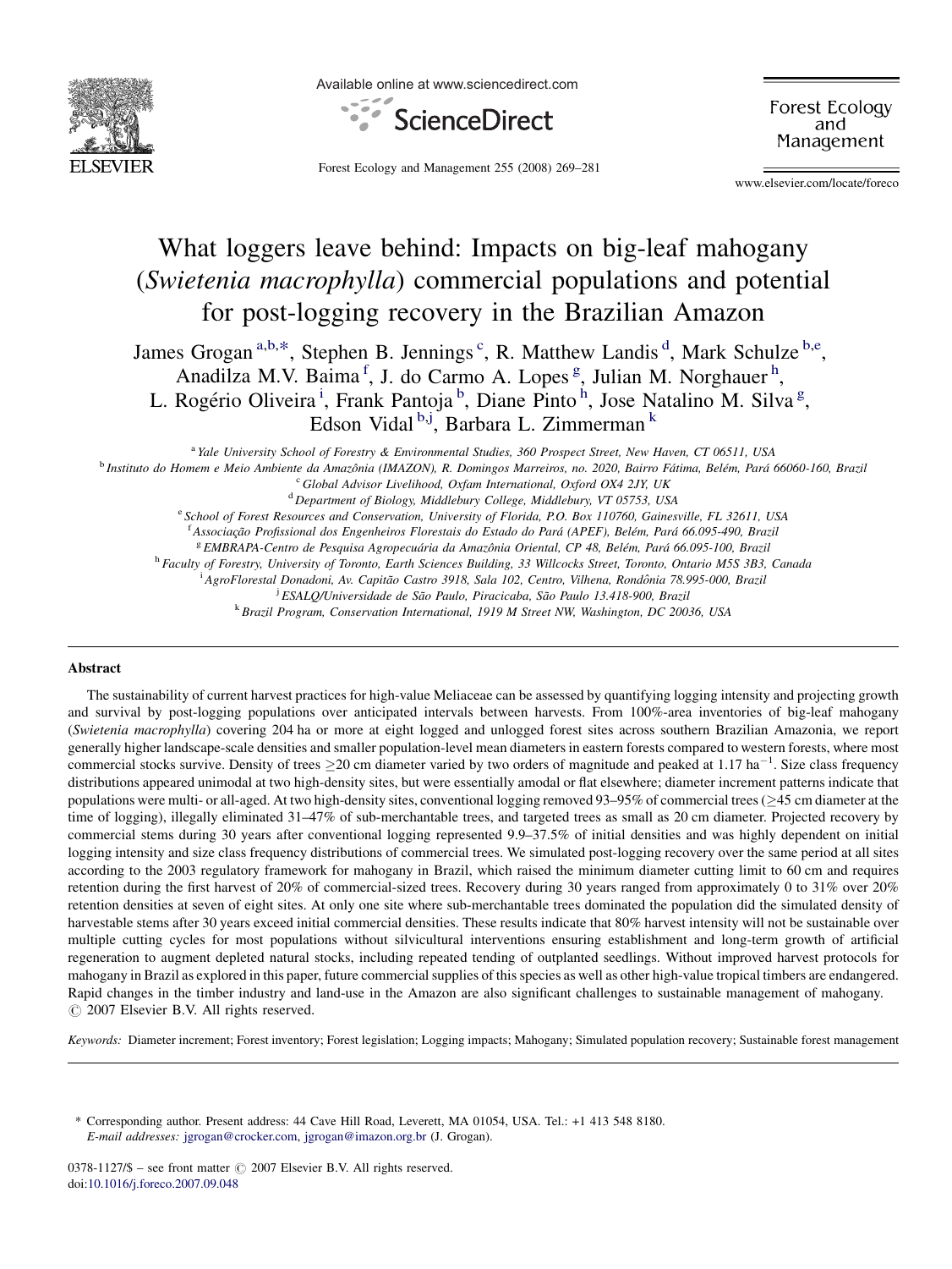# What loggers leave behind: Impacts on big-leaf mahogany (*Swietenia macrophylla*) commercial populations and potential for post-logging recovery in the Brazilian Amazon

James Grogan [a,b,*], Stephen B. Jennings [c], R. Matthew Landis [d], Mark Schulze [b,e], Anadilza M.V. Baima [f], J. do Carmo A. Lopes [g], Julian M. Norghauer [h], L. Rogério Oliveira [i], Frank Pantoja [b], Diane Pinto [h], Jose Natalino M. Silva [g], Edson Vidal [b,j], Barbara L. Zimmerman [k]

[a] Yale University School of Forestry & Environmental Studies, 360 Prospect Street, New Haven, CT 06511, USA

[b] Instituto do Homem e Meio Ambiente da Amazônia (IMAZON), R. Domingos Marreiros, no. 2020, Bairro Fátima, Belém, Pará 66060-160, Brazil

[c] Global Advisor Livelihood, Oxfam International, Oxford OX4 2JY, UK

[d] Department of Biology, Middlebury College, Middlebury, VT 05753, USA

[e] School of Forest Resources and Conservation, University of Florida, P.O. Box 110760, Gainesville, FL 32611, USA

[f] Associação Profissional dos Engenheiros Florestais do Estado do Pará (APEF), Belém, Pará 66.095-490, Brazil

[g] EMBRAPA-Centro de Pesquisa Agropecuária da Amazônia Oriental, CP 48, Belém, Pará 66.095-100, Brazil

[h] Faculty of Forestry, University of Toronto, Earth Sciences Building, 33 Willcocks Street, Toronto, Ontario M5S 3B3, Canada

[i] AgroFlorestal Donadoni, Av. Capitão Castro 3918, Sala 102, Centro, Vilhena, Rondônia 78.995-000, Brazil

[j] ESALQ/Universidade de São Paulo, Piracicaba, São Paulo 13.418-900, Brazil

[k] Brazil Program, Conservation International, 1919 M Street NW, Washington, DC 20036, USA

## Abstract

The sustainability of current harvest practices for high-value Meliaceae can be assessed by quantifying logging intensity and projecting growth and survival by post-logging populations over anticipated intervals between harvests. From 100%-area inventories of big-leaf mahogany (*Swietenia macrophylla*) covering 204 ha or more at eight logged and unlogged forest sites across southern Brazilian Amazonia, we report generally higher landscape-scale densities and smaller population-level mean diameters in eastern forests compared to western forests, where most commercial stocks survive. Density of trees ≥20 cm diameter varied by two orders of magnitude and peaked at 1.17 $ha^{-1}$. Size class frequency distributions appeared unimodal at two high-density sites, but were essentially amodal or flat elsewhere; diameter increment patterns indicate that populations were multi- or all-aged. At two high-density sites, conventional logging removed 93–95% of commercial trees (≥45 cm diameter at the time of logging), illegally eliminated 31–47% of sub-merchantable trees, and targeted trees as small as 20 cm diameter. Projected recovery by commercial stems during 30 years after conventional logging represented 9.9–37.5% of initial densities and was highly dependent on initial logging intensity and size class frequency distributions of commercial trees. We simulated post-logging recovery over the same period at all sites according to the 2003 regulatory framework for mahogany in Brazil, which raised the minimum diameter cutting limit to 60 cm and requires retention during the first harvest of 20% of commercial-sized trees. Recovery during 30 years ranged from approximately 0 to 31% over 20% retention densities at seven of eight sites. At only one site where sub-merchantable trees dominated the population did the simulated density of harvestable stems after 30 years exceed initial commercial densities. These results indicate that 80% harvest intensity will not be sustainable over multiple cutting cycles for most populations without silvicultural interventions ensuring establishment and long-term growth of artificial regeneration to augment depleted natural stocks, including repeated tending of outplanted seedlings. Without improved harvest protocols for mahogany in Brazil as explored in this paper, future commercial supplies of this species as well as other high-value tropical timbers are endangered. Rapid changes in the timber industry and land-use in the Amazon are also significant challenges to sustainable management of mahogany.
© 2007 Elsevier B.V. All rights reserved.

*Keywords:* Diameter increment; Forest inventory; Forest legislation; Logging impacts; Mahogany; Simulated population recovery; Sustainable forest management

\* Corresponding author. Present address: 44 Cave Hill Road, Leverett, MA 01054, USA. Tel.: +1 413 548 8180.
*E-mail addresses:* jgrogan@crocker.com, jgrogan@imazon.org.br (J. Grogan).

0378-1127/$ – see front matter © 2007 Elsevier B.V. All rights reserved.
doi:10.1016/j.foreco.2007.09.048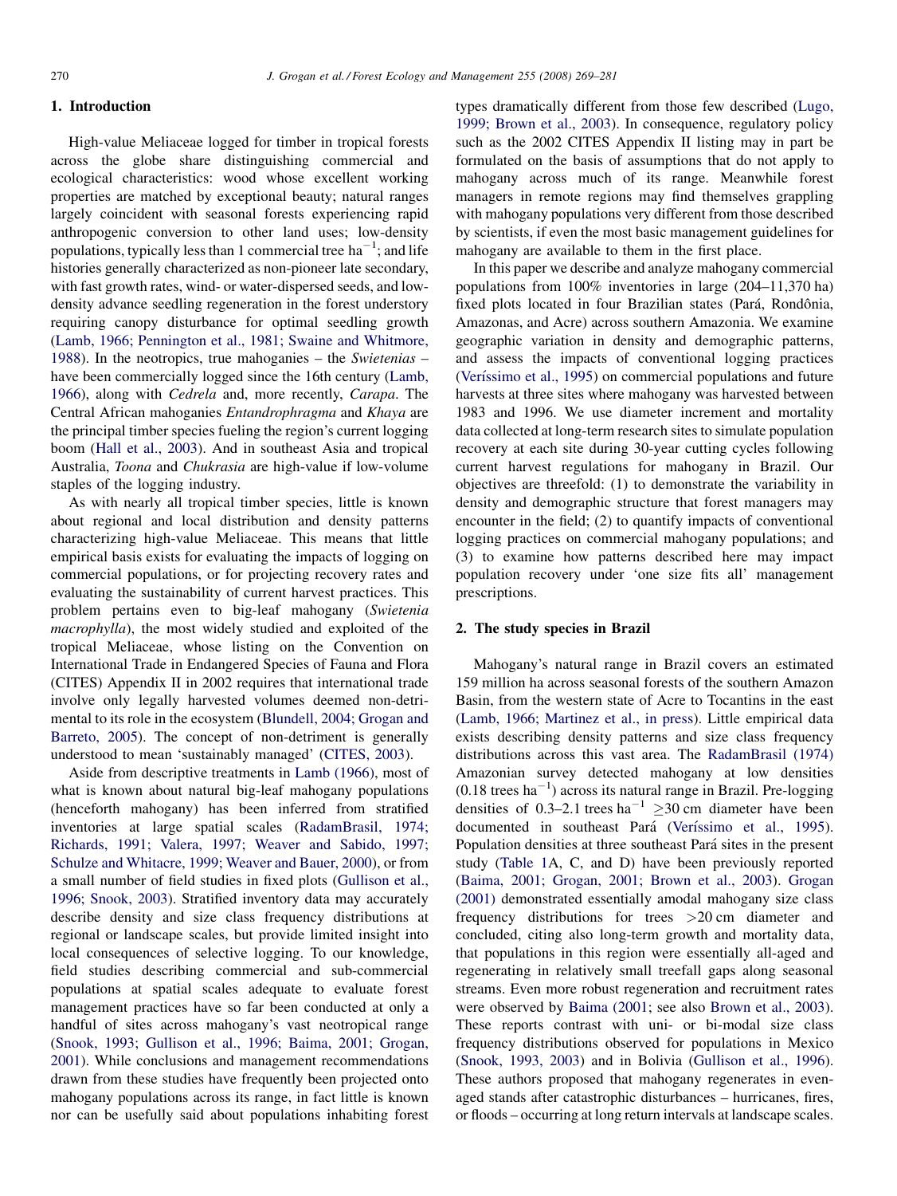## 1. Introduction

High-value Meliaceae logged for timber in tropical forests across the globe share distinguishing commercial and ecological characteristics: wood whose excellent working properties are matched by exceptional beauty; natural ranges largely coincident with seasonal forests experiencing rapid anthropogenic conversion to other land uses; low-density populations, typically less than 1 commercial tree $ha^{-1}$; and life histories generally characterized as non-pioneer late secondary, with fast growth rates, wind- or water-dispersed seeds, and low-density advance seedling regeneration in the forest understory requiring canopy disturbance for optimal seedling growth (Lamb, 1966; Pennington et al., 1981; Swaine and Whitmore, 1988). In the neotropics, true mahoganies – the *Swietenias* – have been commercially logged since the 16th century (Lamb, 1966), along with *Cedrela* and, more recently, *Carapa*. The Central African mahoganies *Entandrophragma* and *Khaya* are the principal timber species fueling the region's current logging boom (Hall et al., 2003). And in southeast Asia and tropical Australia, *Toona* and *Chukrasia* are high-value if low-volume staples of the logging industry.

As with nearly all tropical timber species, little is known about regional and local distribution and density patterns characterizing high-value Meliaceae. This means that little empirical basis exists for evaluating the impacts of logging on commercial populations, or for projecting recovery rates and evaluating the sustainability of current harvest practices. This problem pertains even to big-leaf mahogany (*Swietenia macrophylla*), the most widely studied and exploited of the tropical Meliaceae, whose listing on the Convention on International Trade in Endangered Species of Fauna and Flora (CITES) Appendix II in 2002 requires that international trade involve only legally harvested volumes deemed non-detrimental to its role in the ecosystem (Blundell, 2004; Grogan and Barreto, 2005). The concept of non-detriment is generally understood to mean 'sustainably managed' (CITES, 2003).

Aside from descriptive treatments in Lamb (1966), most of what is known about natural big-leaf mahogany populations (henceforth mahogany) has been inferred from stratified inventories at large spatial scales (RadamBrasil, 1974; Richards, 1991; Valera, 1997; Weaver and Sabido, 1997; Schulze and Whitacre, 1999; Weaver and Bauer, 2000), or from a small number of field studies in fixed plots (Gullison et al., 1996; Snook, 2003). Stratified inventory data may accurately describe density and size class frequency distributions at regional or landscape scales, but provide limited insight into local consequences of selective logging. To our knowledge, field studies describing commercial and sub-commercial populations at spatial scales adequate to evaluate forest management practices have so far been conducted at only a handful of sites across mahogany's vast neotropical range (Snook, 1993; Gullison et al., 1996; Baima, 2001; Grogan, 2001). While conclusions and management recommendations drawn from these studies have frequently been projected onto mahogany populations across its range, in fact little is known nor can be usefully said about populations inhabiting forest types dramatically different from those few described (Lugo, 1999; Brown et al., 2003). In consequence, regulatory policy such as the 2002 CITES Appendix II listing may in part be formulated on the basis of assumptions that do not apply to mahogany across much of its range. Meanwhile forest managers in remote regions may find themselves grappling with mahogany populations very different from those described by scientists, if even the most basic management guidelines for mahogany are available to them in the first place.

In this paper we describe and analyze mahogany commercial populations from 100% inventories in large (204–11,370 ha) fixed plots located in four Brazilian states (Pará, Rondônia, Amazonas, and Acre) across southern Amazonia. We examine geographic variation in density and demographic patterns, and assess the impacts of conventional logging practices (Veríssimo et al., 1995) on commercial populations and future harvests at three sites where mahogany was harvested between 1983 and 1996. We use diameter increment and mortality data collected at long-term research sites to simulate population recovery at each site during 30-year cutting cycles following current harvest regulations for mahogany in Brazil. Our objectives are threefold: (1) to demonstrate the variability in density and demographic structure that forest managers may encounter in the field; (2) to quantify impacts of conventional logging practices on commercial mahogany populations; and (3) to examine how patterns described here may impact population recovery under 'one size fits all' management prescriptions.

## 2. The study species in Brazil

Mahogany's natural range in Brazil covers an estimated 159 million ha across seasonal forests of the southern Amazon Basin, from the western state of Acre to Tocantins in the east (Lamb, 1966; Martinez et al., in press). Little empirical data exists describing density patterns and size class frequency distributions across this vast area. The RadamBrasil (1974) Amazonian survey detected mahogany at low densities (0.18 trees $ha^{-1}$) across its natural range in Brazil. Pre-logging densities of 0.3–2.1 trees $ha^{-1}$ $\geq$30 cm diameter have been documented in southeast Pará (Veríssimo et al., 1995). Population densities at three southeast Pará sites in the present study (Table 1A, C, and D) have been previously reported (Baima, 2001; Grogan, 2001; Brown et al., 2003). Grogan (2001) demonstrated essentially amodal mahogany size class frequency distributions for trees >20 cm diameter and concluded, citing also long-term growth and mortality data, that populations in this region were essentially all-aged and regenerating in relatively small treefall gaps along seasonal streams. Even more robust regeneration and recruitment rates were observed by Baima (2001; see also Brown et al., 2003). These reports contrast with uni- or bi-modal size class frequency distributions observed for populations in Mexico (Snook, 1993, 2003) and in Bolivia (Gullison et al., 1996). These authors proposed that mahogany regenerates in even-aged stands after catastrophic disturbances – hurricanes, fires, or floods – occurring at long return intervals at landscape scales.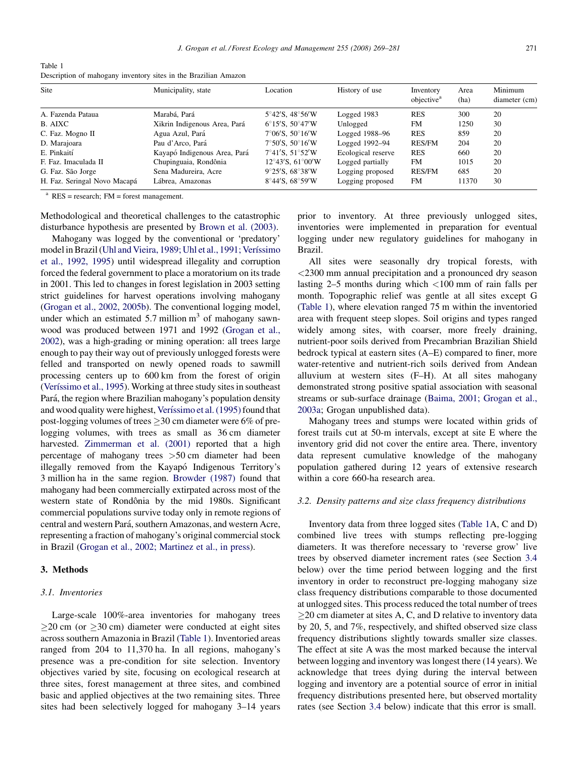Table 1
Description of mahogany inventory sites in the Brazilian Amazon

| Site | Municipality, state | Location | History of use | Inventory objective[a] | Area (ha) | Minimum diameter (cm) |
|---|---|---|---|---|---|---|
| A. Fazenda Pataua | Marabá, Pará | 5°42′S, 48°56′W | Logged 1983 | RES | 300 | 20 |
| B. AIXC | Xikrin Indigenous Area, Pará | 6°15′S, 50°47′W | Unlogged | FM | 1250 | 30 |
| C. Faz. Mogno II | Agua Azul, Pará | 7°06′S, 50°16′W | Logged 1988–96 | RES | 859 | 20 |
| D. Marajoara | Pau d'Arco, Pará | 7°50′S, 50°16′W | Logged 1992–94 | RES/FM | 204 | 20 |
| E. Pinkaití | Kayapó Indigenous Area, Pará | 7°41′S, 51°52′W | Ecological reserve | RES | 660 | 20 |
| F. Faz. Imaculada II | Chupinguaia, Rondônia | 12°43′S, 61°00′W | Logged partially | FM | 1015 | 20 |
| G. Faz. São Jorge | Sena Madureira, Acre | 9°25′S, 68°38′W | Logging proposed | RES/FM | 685 | 20 |
| H. Faz. Seringal Novo Macapá | Lábrea, Amazonas | 8°44′S, 68°59′W | Logging proposed | FM | 11370 | 30 |

[a] RES = research; FM = forest management.

Methodological and theoretical challenges to the catastrophic disturbance hypothesis are presented by Brown et al. (2003).

Mahogany was logged by the conventional or 'predatory' model in Brazil (Uhl and Vieira, 1989; Uhl et al., 1991; Veríssimo et al., 1992, 1995) until widespread illegality and corruption forced the federal government to place a moratorium on its trade in 2001. This led to changes in forest legislation in 2003 setting strict guidelines for harvest operations involving mahogany (Grogan et al., 2002, 2005b). The conventional logging model, under which an estimated 5.7 million $m^3$ of mahogany sawnwood was produced between 1971 and 1992 (Grogan et al., 2002), was a high-grading or mining operation: all trees large enough to pay their way out of previously unlogged forests were felled and transported on newly opened roads to sawmill processing centers up to 600 km from the forest of origin (Veríssimo et al., 1995). Working at three study sites in southeast Pará, the region where Brazilian mahogany's population density and wood quality were highest, Veríssimo et al. (1995) found that post-logging volumes of trees $\geq$30 cm diameter were 6% of pre-logging volumes, with trees as small as 36 cm diameter harvested. Zimmerman et al. (2001) reported that a high percentage of mahogany trees >50 cm diameter had been illegally removed from the Kayapó Indigenous Territory's 3 million ha in the same region. Browder (1987) found that mahogany had been commercially extirpated across most of the western state of Rondônia by the mid 1980s. Significant commercial populations survive today only in remote regions of central and western Pará, southern Amazonas, and western Acre, representing a fraction of mahogany's original commercial stock in Brazil (Grogan et al., 2002; Martinez et al., in press).

## 3. Methods

### 3.1. Inventories

Large-scale 100%-area inventories for mahogany trees $\geq$20 cm (or $\geq$30 cm) diameter were conducted at eight sites across southern Amazonia in Brazil (Table 1). Inventoried areas ranged from 204 to 11,370 ha. In all regions, mahogany's presence was a pre-condition for site selection. Inventory objectives varied by site, focusing on ecological research at three sites, forest management at three sites, and combined basic and applied objectives at the two remaining sites. Three sites had been selectively logged for mahogany 3–14 years prior to inventory. At three previously unlogged sites, inventories were implemented in preparation for eventual logging under new regulatory guidelines for mahogany in Brazil.

All sites were seasonally dry tropical forests, with <2300 mm annual precipitation and a pronounced dry season lasting 2–5 months during which <100 mm of rain falls per month. Topographic relief was gentle at all sites except G (Table 1), where elevation ranged 75 m within the inventoried area with frequent steep slopes. Soil origins and types ranged widely among sites, with coarser, more freely draining, nutrient-poor soils derived from Precambrian Brazilian Shield bedrock typical at eastern sites (A–E) compared to finer, more water-retentive and nutrient-rich soils derived from Andean alluvium at western sites (F–H). At all sites mahogany demonstrated strong positive spatial association with seasonal streams or sub-surface drainage (Baima, 2001; Grogan et al., 2003a; Grogan unpublished data).

Mahogany trees and stumps were located within grids of forest trails cut at 50-m intervals, except at site E where the inventory grid did not cover the entire area. There, inventory data represent cumulative knowledge of the mahogany population gathered during 12 years of extensive research within a core 660-ha research area.

### 3.2. Density patterns and size class frequency distributions

Inventory data from three logged sites (Table 1A, C and D) combined live trees with stumps reflecting pre-logging diameters. It was therefore necessary to 'reverse grow' live trees by observed diameter increment rates (see Section 3.4 below) over the time period between logging and the first inventory in order to reconstruct pre-logging mahogany size class frequency distributions comparable to those documented at unlogged sites. This process reduced the total number of trees $\geq$20 cm diameter at sites A, C, and D relative to inventory data by 20, 5, and 7%, respectively, and shifted observed size class frequency distributions slightly towards smaller size classes. The effect at site A was the most marked because the interval between logging and inventory was longest there (14 years). We acknowledge that trees dying during the interval between logging and inventory are a potential source of error in initial frequency distributions presented here, but observed mortality rates (see Section 3.4 below) indicate that this error is small.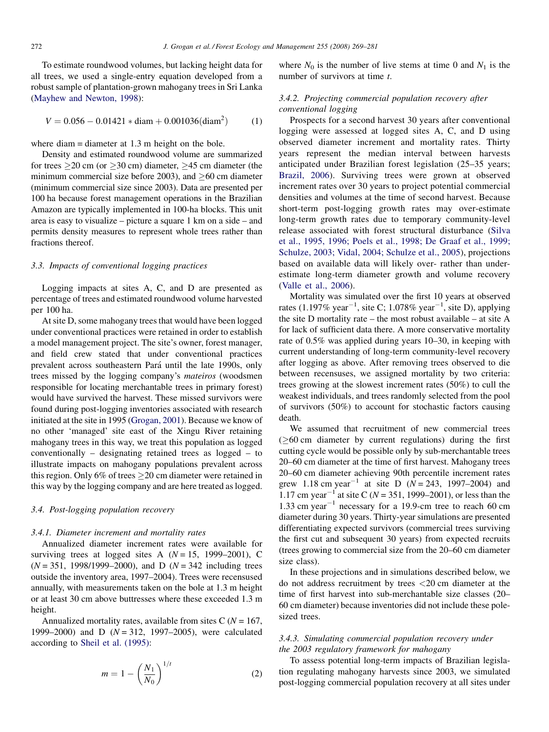To estimate roundwood volumes, but lacking height data for all trees, we used a single-entry equation developed from a robust sample of plantation-grown mahogany trees in Sri Lanka (Mayhew and Newton, 1998):

$$V = 0.056 - 0.01421 * \text{diam} + 0.001036(\text{diam}^2) \tag{1}$$

where diam = diameter at 1.3 m height on the bole.

Density and estimated roundwood volume are summarized for trees $\geq$20 cm (or $\geq$30 cm) diameter, $\geq$45 cm diameter (the minimum commercial size before 2003), and $\geq$60 cm diameter (minimum commercial size since 2003). Data are presented per 100 ha because forest management operations in the Brazilian Amazon are typically implemented in 100-ha blocks. This unit area is easy to visualize – picture a square 1 km on a side – and permits density measures to represent whole trees rather than fractions thereof.

### 3.3. Impacts of conventional logging practices

Logging impacts at sites A, C, and D are presented as percentage of trees and estimated roundwood volume harvested per 100 ha.

At site D, some mahogany trees that would have been logged under conventional practices were retained in order to establish a model management project. The site's owner, forest manager, and field crew stated that under conventional practices prevalent across southeastern Pará until the late 1990s, only trees missed by the logging company's *mateiros* (woodsmen responsible for locating merchantable trees in primary forest) would have survived the harvest. These missed survivors were found during post-logging inventories associated with research initiated at the site in 1995 (Grogan, 2001). Because we know of no other 'managed' site east of the Xingu River retaining mahogany trees in this way, we treat this population as logged conventionally – designating retained trees as logged – to illustrate impacts on mahogany populations prevalent across this region. Only 6% of trees $\geq$20 cm diameter were retained in this way by the logging company and are here treated as logged.

### 3.4. Post-logging population recovery

#### 3.4.1. Diameter increment and mortality rates

Annualized diameter increment rates were available for surviving trees at logged sites A ($N = 15$, 1999–2001), C ($N = 351$, 1998/1999–2000), and D ($N = 342$ including trees outside the inventory area, 1997–2004). Trees were recensused annually, with measurements taken on the bole at 1.3 m height or at least 30 cm above buttresses where these exceeded 1.3 m height.

Annualized mortality rates, available from sites C ($N = 167$, 1999–2000) and D ($N = 312$, 1997–2005), were calculated according to Sheil et al. (1995):

$$m = 1 - \left(\frac{N_1}{N_0}\right)^{1/t} \tag{2}$$

where $N_0$ is the number of live stems at time 0 and $N_1$ is the number of survivors at time $t$.

#### 3.4.2. Projecting commercial population recovery after conventional logging

Prospects for a second harvest 30 years after conventional logging were assessed at logged sites A, C, and D using observed diameter increment and mortality rates. Thirty years represent the median interval between harvests anticipated under Brazilian forest legislation (25–35 years; Brazil, 2006). Surviving trees were grown at observed increment rates over 30 years to project potential commercial densities and volumes at the time of second harvest. Because short-term post-logging growth rates may over-estimate long-term growth rates due to temporary community-level release associated with forest structural disturbance (Silva et al., 1995, 1996; Poels et al., 1998; De Graaf et al., 1999; Schulze, 2003; Vidal, 2004; Schulze et al., 2005), projections based on available data will likely over- rather than under-estimate long-term diameter growth and volume recovery (Valle et al., 2006).

Mortality was simulated over the first 10 years at observed rates (1.197% $\text{year}^{-1}$, site C; 1.078% $\text{year}^{-1}$, site D), applying the site D mortality rate – the most robust available – at site A for lack of sufficient data there. A more conservative mortality rate of 0.5% was applied during years 10–30, in keeping with current understanding of long-term community-level recovery after logging as above. After removing trees observed to die between recensuses, we assigned mortality by two criteria: trees growing at the slowest increment rates (50%) to cull the weakest individuals, and trees randomly selected from the pool of survivors (50%) to account for stochastic factors causing death.

We assumed that recruitment of new commercial trees ($\geq$60 cm diameter by current regulations) during the first cutting cycle would be possible only by sub-merchantable trees 20–60 cm diameter at the time of first harvest. Mahogany trees 20–60 cm diameter achieving 90th percentile increment rates grew 1.18 cm $\text{year}^{-1}$ at site D ($N = 243$, 1997–2004) and 1.17 cm $\text{year}^{-1}$ at site C ($N = 351$, 1999–2001), or less than the 1.33 cm $\text{year}^{-1}$ necessary for a 19.9-cm tree to reach 60 cm diameter during 30 years. Thirty-year simulations are presented differentiating expected survivors (commercial trees surviving the first cut and subsequent 30 years) from expected recruits (trees growing to commercial size from the 20–60 cm diameter size class).

In these projections and in simulations described below, we do not address recruitment by trees <20 cm diameter at the time of first harvest into sub-merchantable size classes (20–60 cm diameter) because inventories did not include these pole-sized trees.

#### 3.4.3. Simulating commercial population recovery under the 2003 regulatory framework for mahogany

To assess potential long-term impacts of Brazilian legislation regulating mahogany harvests since 2003, we simulated post-logging commercial population recovery at all sites under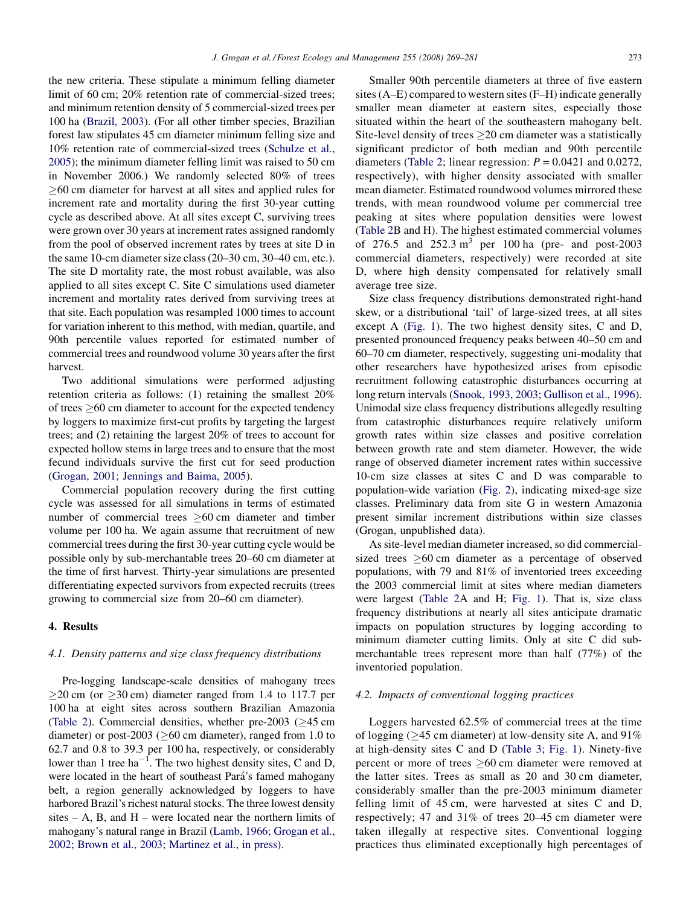the new criteria. These stipulate a minimum felling diameter limit of 60 cm; 20% retention rate of commercial-sized trees; and minimum retention density of 5 commercial-sized trees per 100 ha (Brazil, 2003). (For all other timber species, Brazilian forest law stipulates 45 cm diameter minimum felling size and 10% retention rate of commercial-sized trees (Schulze et al., 2005); the minimum diameter felling limit was raised to 50 cm in November 2006.) We randomly selected 80% of trees ≥60 cm diameter for harvest at all sites and applied rules for increment rate and mortality during the first 30-year cutting cycle as described above. At all sites except C, surviving trees were grown over 30 years at increment rates assigned randomly from the pool of observed increment rates by trees at site D in the same 10-cm diameter size class (20–30 cm, 30–40 cm, etc.). The site D mortality rate, the most robust available, was also applied to all sites except C. Site C simulations used diameter increment and mortality rates derived from surviving trees at that site. Each population was resampled 1000 times to account for variation inherent to this method, with median, quartile, and 90th percentile values reported for estimated number of commercial trees and roundwood volume 30 years after the first harvest.

Two additional simulations were performed adjusting retention criteria as follows: (1) retaining the smallest 20% of trees ≥60 cm diameter to account for the expected tendency by loggers to maximize first-cut profits by targeting the largest trees; and (2) retaining the largest 20% of trees to account for expected hollow stems in large trees and to ensure that the most fecund individuals survive the first cut for seed production (Grogan, 2001; Jennings and Baima, 2005).

Commercial population recovery during the first cutting cycle was assessed for all simulations in terms of estimated number of commercial trees ≥60 cm diameter and timber volume per 100 ha. We again assume that recruitment of new commercial trees during the first 30-year cutting cycle would be possible only by sub-merchantable trees 20–60 cm diameter at the time of first harvest. Thirty-year simulations are presented differentiating expected survivors from expected recruits (trees growing to commercial size from 20–60 cm diameter).

## 4. Results

### 4.1. Density patterns and size class frequency distributions

Pre-logging landscape-scale densities of mahogany trees ≥20 cm (or ≥30 cm) diameter ranged from 1.4 to 117.7 per 100 ha at eight sites across southern Brazilian Amazonia (Table 2). Commercial densities, whether pre-2003 (≥45 cm diameter) or post-2003 (≥60 cm diameter), ranged from 1.0 to 62.7 and 0.8 to 39.3 per 100 ha, respectively, or considerably lower than 1 tree ha$^{-1}$. The two highest density sites, C and D, were located in the heart of southeast Pará's famed mahogany belt, a region generally acknowledged by loggers to have harbored Brazil's richest natural stocks. The three lowest density sites – A, B, and H – were located near the northern limits of mahogany's natural range in Brazil (Lamb, 1966; Grogan et al., 2002; Brown et al., 2003; Martinez et al., in press).

Smaller 90th percentile diameters at three of five eastern sites (A–E) compared to western sites (F–H) indicate generally smaller mean diameter at eastern sites, especially those situated within the heart of the southeastern mahogany belt. Site-level density of trees ≥20 cm diameter was a statistically significant predictor of both median and 90th percentile diameters (Table 2; linear regression: $P = 0.0421$ and 0.0272, respectively), with higher density associated with smaller mean diameter. Estimated roundwood volumes mirrored these trends, with mean roundwood volume per commercial tree peaking at sites where population densities were lowest (Table 2B and H). The highest estimated commercial volumes of 276.5 and 252.3 m$^3$ per 100 ha (pre- and post-2003 commercial diameters, respectively) were recorded at site D, where high density compensated for relatively small average tree size.

Size class frequency distributions demonstrated right-hand skew, or a distributional 'tail' of large-sized trees, at all sites except A (Fig. 1). The two highest density sites, C and D, presented pronounced frequency peaks between 40–50 cm and 60–70 cm diameter, respectively, suggesting uni-modality that other researchers have hypothesized arises from episodic recruitment following catastrophic disturbances occurring at long return intervals (Snook, 1993, 2003; Gullison et al., 1996). Unimodal size class frequency distributions allegedly resulting from catastrophic disturbances require relatively uniform growth rates within size classes and positive correlation between growth rate and stem diameter. However, the wide range of observed diameter increment rates within successive 10-cm size classes at sites C and D was comparable to population-wide variation (Fig. 2), indicating mixed-age size classes. Preliminary data from site G in western Amazonia present similar increment distributions within size classes (Grogan, unpublished data).

As site-level median diameter increased, so did commercial-sized trees ≥60 cm diameter as a percentage of observed populations, with 79 and 81% of inventoried trees exceeding the 2003 commercial limit at sites where median diameters were largest (Table 2A and H; Fig. 1). That is, size class frequency distributions at nearly all sites anticipate dramatic impacts on population structures by logging according to minimum diameter cutting limits. Only at site C did sub-merchantable trees represent more than half (77%) of the inventoried population.

### 4.2. Impacts of conventional logging practices

Loggers harvested 62.5% of commercial trees at the time of logging (≥45 cm diameter) at low-density site A, and 91% at high-density sites C and D (Table 3; Fig. 1). Ninety-five percent or more of trees ≥60 cm diameter were removed at the latter sites. Trees as small as 20 and 30 cm diameter, considerably smaller than the pre-2003 minimum diameter felling limit of 45 cm, were harvested at sites C and D, respectively; 47 and 31% of trees 20–45 cm diameter were taken illegally at respective sites. Conventional logging practices thus eliminated exceptionally high percentages of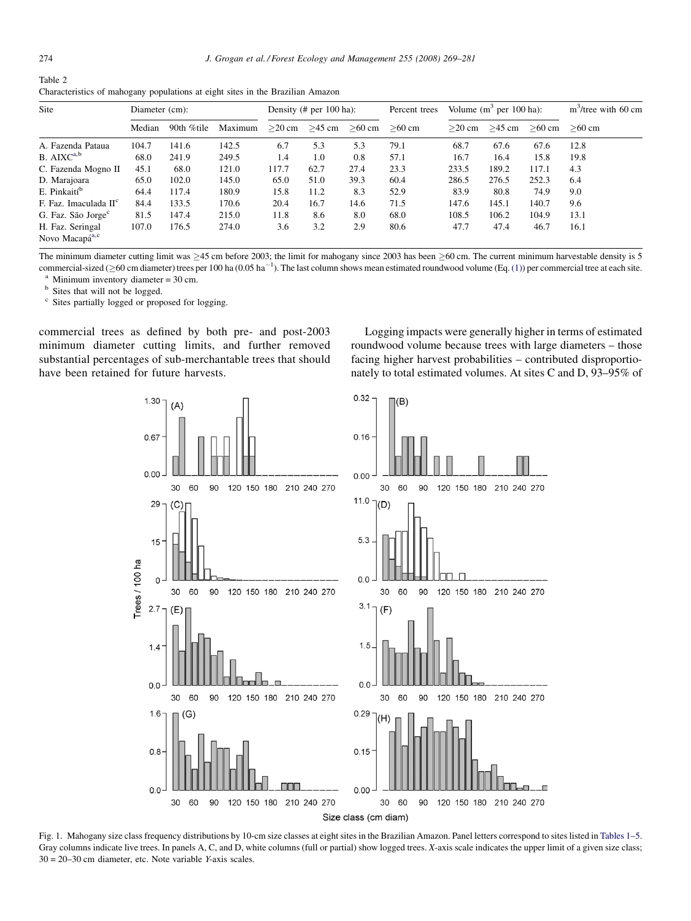Table 2
Characteristics of mahogany populations at eight sites in the Brazilian Amazon

| Site | Diameter (cm): | | | Density (# per 100 ha): | | | Percent trees | Volume ($m^3$ per 100 ha): | | | $m^3$/tree with 60 cm |
|---|---|---|---|---|---|---|---|---|---|---|---|
| | Median | 90th %tile | Maximum | ≥20 cm | ≥45 cm | ≥60 cm | ≥60 cm | ≥20 cm | ≥45 cm | ≥60 cm | ≥60 cm |
| A. Fazenda Pataua | 104.7 | 141.6 | 142.5 | 6.7 | 5.3 | 5.3 | 79.1 | 68.7 | 67.6 | 67.6 | 12.8 |
| B. AIXC[a,b] | 68.0 | 241.9 | 249.5 | 1.4 | 1.0 | 0.8 | 57.1 | 16.7 | 16.4 | 15.8 | 19.8 |
| C. Fazenda Mogno II | 45.1 | 68.0 | 121.0 | 117.7 | 62.7 | 27.4 | 23.3 | 233.5 | 189.2 | 117.1 | 4.3 |
| D. Marajoara | 65.0 | 102.0 | 145.0 | 65.0 | 51.0 | 39.3 | 60.4 | 286.5 | 276.5 | 252.3 | 6.4 |
| E. Pinkaití[b] | 64.4 | 117.4 | 180.9 | 15.8 | 11.2 | 8.3 | 52.9 | 83.9 | 80.8 | 74.9 | 9.0 |
| F. Faz. Imaculada II[c] | 84.4 | 133.5 | 170.6 | 20.4 | 16.7 | 14.6 | 71.5 | 147.6 | 145.1 | 140.7 | 9.6 |
| G. Faz. São Jorge[c] | 81.5 | 147.4 | 215.0 | 11.8 | 8.6 | 8.0 | 68.0 | 108.5 | 106.2 | 104.9 | 13.1 |
| H. Faz. Seringal Novo Macapá[a,c] | 107.0 | 176.5 | 274.0 | 3.6 | 3.2 | 2.9 | 80.6 | 47.7 | 47.4 | 46.7 | 16.1 |

The minimum diameter cutting limit was ≥45 cm before 2003; the limit for mahogany since 2003 has been ≥60 cm. The current minimum harvestable density is 5 commercial-sized (≥60 cm diameter) trees per 100 ha (0.05 $ha^{-1}$). The last column shows mean estimated roundwood volume (Eq. (1)) per commercial tree at each site.

[a] Minimum inventory diameter = 30 cm.

[b] Sites that will not be logged.

[c] Sites partially logged or proposed for logging.

commercial trees as defined by both pre- and post-2003 minimum diameter cutting limits, and further removed substantial percentages of sub-merchantable trees that should have been retained for future harvests.

Logging impacts were generally higher in terms of estimated roundwood volume because trees with large diameters – those facing higher harvest probabilities – contributed disproportionately to total estimated volumes. At sites C and D, 93–95% of

Fig. 1. Mahogany size class frequency distributions by 10-cm size classes at eight sites in the Brazilian Amazon. Panel letters correspond to sites listed in Tables 1–5. Gray columns indicate live trees. In panels A, C, and D, white columns (full or partial) show logged trees. X-axis scale indicates the upper limit of a given size class; 30 = 20–30 cm diameter, etc. Note variable Y-axis scales.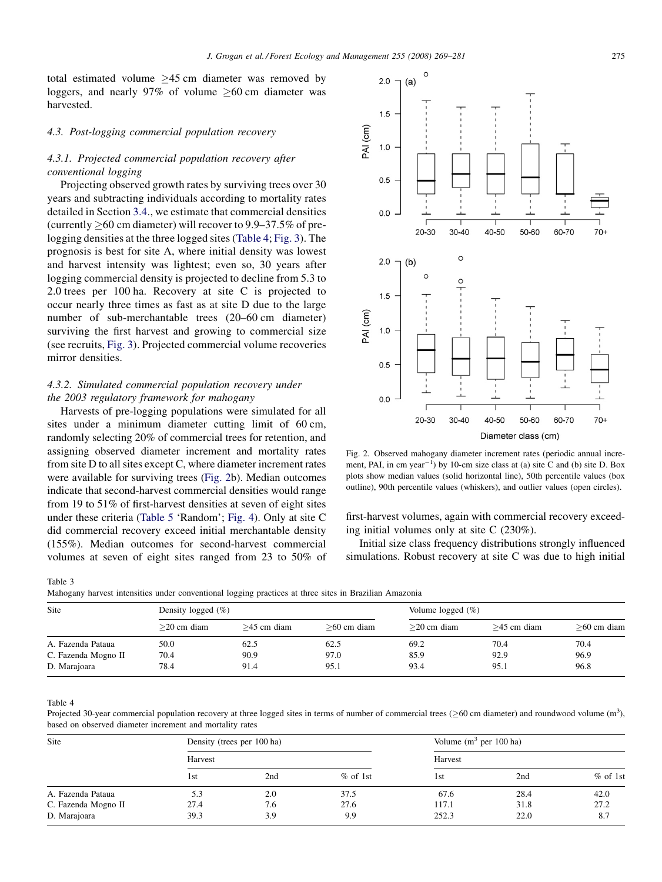total estimated volume ≥45 cm diameter was removed by loggers, and nearly 97% of volume ≥60 cm diameter was harvested.

### 4.3. Post-logging commercial population recovery

#### 4.3.1. Projected commercial population recovery after conventional logging

Projecting observed growth rates by surviving trees over 30 years and subtracting individuals according to mortality rates detailed in Section 3.4., we estimate that commercial densities (currently ≥60 cm diameter) will recover to 9.9–37.5% of pre-logging densities at the three logged sites (Table 4; Fig. 3). The prognosis is best for site A, where initial density was lowest and harvest intensity was lightest; even so, 30 years after logging commercial density is projected to decline from 5.3 to 2.0 trees per 100 ha. Recovery at site C is projected to occur nearly three times as fast as at site D due to the large number of sub-merchantable trees (20–60 cm diameter) surviving the first harvest and growing to commercial size (see recruits, Fig. 3). Projected commercial volume recoveries mirror densities.

#### 4.3.2. Simulated commercial population recovery under the 2003 regulatory framework for mahogany

Harvests of pre-logging populations were simulated for all sites under a minimum diameter cutting limit of 60 cm, randomly selecting 20% of commercial trees for retention, and assigning observed diameter increment and mortality rates from site D to all sites except C, where diameter increment rates were available for surviving trees (Fig. 2b). Median outcomes indicate that second-harvest commercial densities would range from 19 to 51% of first-harvest densities at seven of eight sites under these criteria (Table 5 'Random'; Fig. 4). Only at site C did commercial recovery exceed initial merchantable density (155%). Median outcomes for second-harvest commercial volumes at seven of eight sites ranged from 23 to 50% of first-harvest volumes, again with commercial recovery exceeding initial volumes only at site C (230%).

Initial size class frequency distributions strongly influenced simulations. Robust recovery at site C was due to high initial

Fig. 2. Observed mahogany diameter increment rates (periodic annual increment, PAI, in cm $year^{-1}$) by 10-cm size class at (a) site C and (b) site D. Box plots show median values (solid horizontal line), 50th percentile values (box outline), 90th percentile values (whiskers), and outlier values (open circles).

Table 3
Mahogany harvest intensities under conventional logging practices at three sites in Brazilian Amazonia

| Site | Density logged (%) | | | Volume logged (%) | | |
|---|---|---|---|---|---|---|
| | ≥20 cm diam | ≥45 cm diam | ≥60 cm diam | ≥20 cm diam | ≥45 cm diam | ≥60 cm diam |
| A. Fazenda Pataua | 50.0 | 62.5 | 62.5 | 69.2 | 70.4 | 70.4 |
| C. Fazenda Mogno II | 70.4 | 90.9 | 97.0 | 85.9 | 92.9 | 96.9 |
| D. Marajoara | 78.4 | 91.4 | 95.1 | 93.4 | 95.1 | 96.8 |

Table 4
Projected 30-year commercial population recovery at three logged sites in terms of number of commercial trees (≥60 cm diameter) and roundwood volume ($m^3$), based on observed diameter increment and mortality rates

| Site | Density (trees per 100 ha) | | | Volume ($m^3$ per 100 ha) | | |
|---|---|---|---|---|---|---|
| | Harvest | | | Harvest | | |
| | 1st | 2nd | % of 1st | 1st | 2nd | % of 1st |
| A. Fazenda Pataua | 5.3 | 2.0 | 37.5 | 67.6 | 28.4 | 42.0 |
| C. Fazenda Mogno II | 27.4 | 7.6 | 27.6 | 117.1 | 31.8 | 27.2 |
| D. Marajoara | 39.3 | 3.9 | 9.9 | 252.3 | 22.0 | 8.7 |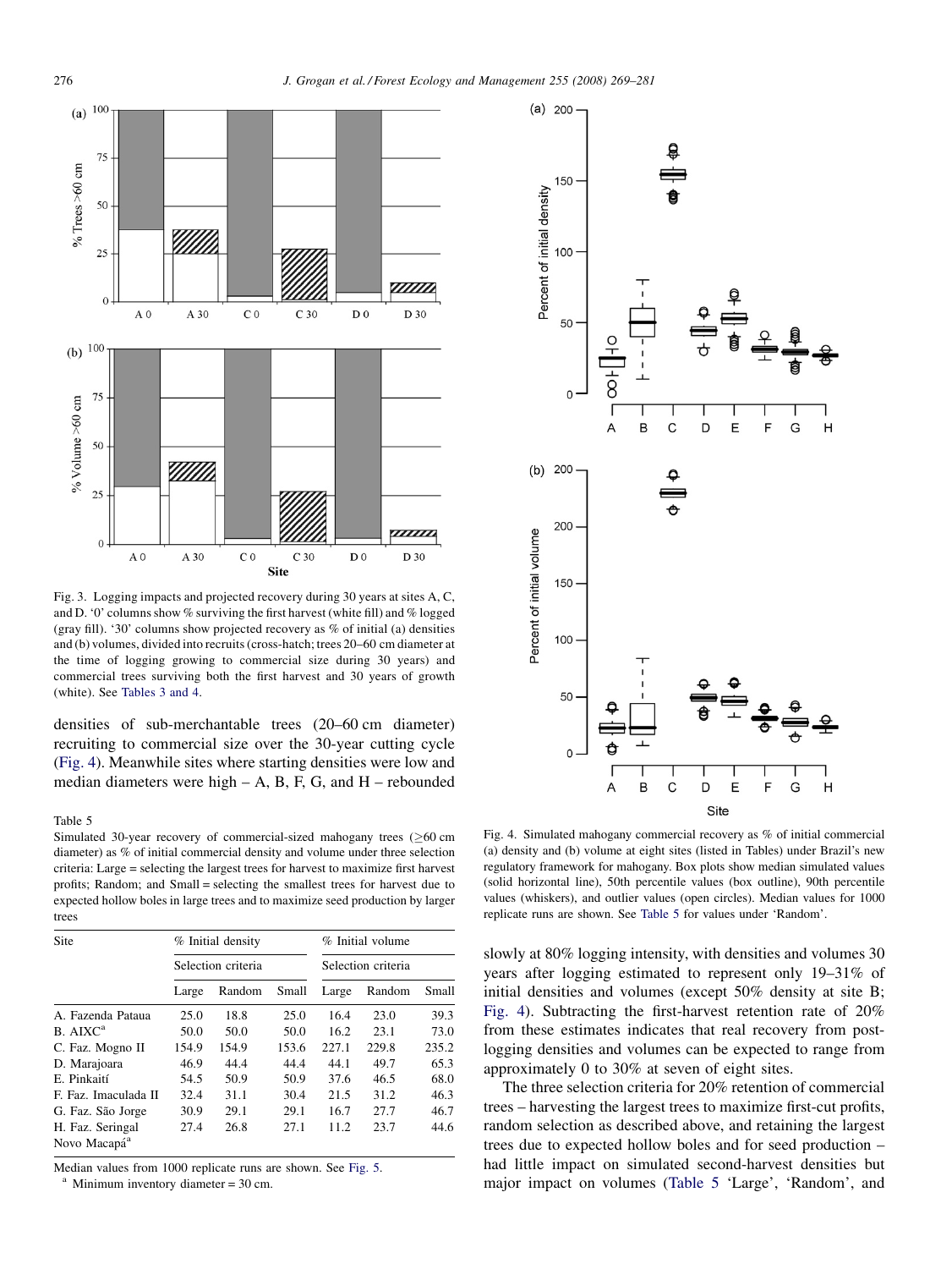Fig. 3. Logging impacts and projected recovery during 30 years at sites A, C, and D. '0' columns show % surviving the first harvest (white fill) and % logged (gray fill). '30' columns show projected recovery as % of initial (a) densities and (b) volumes, divided into recruits (cross-hatch; trees 20–60 cm diameter at the time of logging growing to commercial size during 30 years) and commercial trees surviving both the first harvest and 30 years of growth (white). See Tables 3 and 4.

densities of sub-merchantable trees (20–60 cm diameter) recruiting to commercial size over the 30-year cutting cycle (Fig. 4). Meanwhile sites where starting densities were low and median diameters were high – A, B, F, G, and H – rebounded slowly at 80% logging intensity, with densities and volumes 30 years after logging estimated to represent only 19–31% of initial densities and volumes (except 50% density at site B; Fig. 4). Subtracting the first-harvest retention rate of 20% from these estimates indicates that real recovery from post-logging densities and volumes can be expected to range from approximately 0 to 30% at seven of eight sites.

The three selection criteria for 20% retention of commercial trees – harvesting the largest trees to maximize first-cut profits, random selection as described above, and retaining the largest trees due to expected hollow boles and for seed production – had little impact on simulated second-harvest densities but major impact on volumes (Table 5 'Large', 'Random', and

Fig. 4. Simulated mahogany commercial recovery as % of initial commercial (a) density and (b) volume at eight sites (listed in Tables) under Brazil's new regulatory framework for mahogany. Box plots show median simulated values (solid horizontal line), 50th percentile values (box outline), 90th percentile values (whiskers), and outlier values (open circles). Median values for 1000 replicate runs are shown. See Table 5 for values under 'Random'.

Table 5

Simulated 30-year recovery of commercial-sized mahogany trees (≥60 cm diameter) as % of initial commercial density and volume under three selection criteria: Large = selecting the largest trees for harvest to maximize first harvest profits; Random; and Small = selecting the smallest trees for harvest due to expected hollow boles in large trees and to maximize seed production by larger trees

| Site | % Initial density | | | % Initial volume | | |
|---|---|---|---|---|---|---|
| | Selection criteria | | | Selection criteria | | |
| | Large | Random | Small | Large | Random | Small |
| A. Fazenda Pataua | 25.0 | 18.8 | 25.0 | 16.4 | 23.0 | 39.3 |
| B. AIXC[a] | 50.0 | 50.0 | 50.0 | 16.2 | 23.1 | 73.0 |
| C. Faz. Mogno II | 154.9 | 154.9 | 153.6 | 227.1 | 229.8 | 235.2 |
| D. Marajoara | 46.9 | 44.4 | 44.4 | 44.1 | 49.7 | 65.3 |
| E. Pinkaití | 54.5 | 50.9 | 50.9 | 37.6 | 46.5 | 68.0 |
| F. Faz. Imaculada II | 32.4 | 31.1 | 30.4 | 21.5 | 31.2 | 46.3 |
| G. Faz. São Jorge | 30.9 | 29.1 | 29.1 | 16.7 | 27.7 | 46.7 |
| H. Faz. Seringal Novo Macapá[a] | 27.4 | 26.8 | 27.1 | 11.2 | 23.7 | 44.6 |

Median values from 1000 replicate runs are shown. See Fig. 5.

[a] Minimum inventory diameter = 30 cm.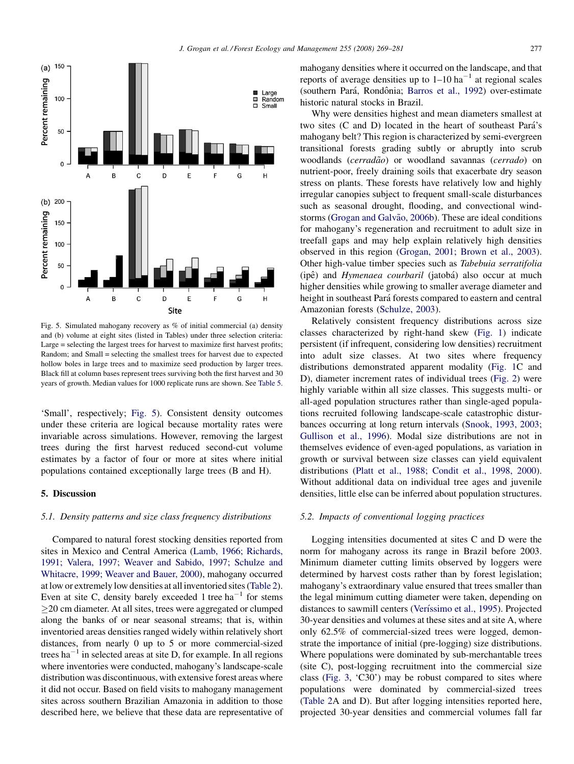Fig. 5. Simulated mahogany recovery as % of initial commercial (a) density and (b) volume at eight sites (listed in Tables) under three selection criteria: Large = selecting the largest trees for harvest to maximize first harvest profits; Random; and Small = selecting the smallest trees for harvest due to expected hollow boles in large trees and to maximize seed production by larger trees. Black fill at column bases represent trees surviving both the first harvest and 30 years of growth. Median values for 1000 replicate runs are shown. See Table 5.

'Small', respectively; Fig. 5). Consistent density outcomes under these criteria are logical because mortality rates were invariable across simulations. However, removing the largest trees during the first harvest reduced second-cut volume estimates by a factor of four or more at sites where initial populations contained exceptionally large trees (B and H).

## 5. Discussion

### 5.1. Density patterns and size class frequency distributions

Compared to natural forest stocking densities reported from sites in Mexico and Central America (Lamb, 1966; Richards, 1991; Valera, 1997; Weaver and Sabido, 1997; Schulze and Whitacre, 1999; Weaver and Bauer, 2000), mahogany occurred at low or extremely low densities at all inventoried sites (Table 2). Even at site C, density barely exceeded 1 tree $ha^{-1}$ for stems $\geq$20 cm diameter. At all sites, trees were aggregated or clumped along the banks of or near seasonal streams; that is, within inventoried areas densities ranged widely within relatively short distances, from nearly 0 up to 5 or more commercial-sized trees $ha^{-1}$ in selected areas at site D, for example. In all regions where inventories were conducted, mahogany's landscape-scale distribution was discontinuous, with extensive forest areas where it did not occur. Based on field visits to mahogany management sites across southern Brazilian Amazonia in addition to those described here, we believe that these data are representative of mahogany densities where it occurred on the landscape, and that reports of average densities up to 1–10 $ha^{-1}$ at regional scales (southern Pará, Rondônia; Barros et al., 1992) over-estimate historic natural stocks in Brazil.

Why were densities highest and mean diameters smallest at two sites (C and D) located in the heart of southeast Pará's mahogany belt? This region is characterized by semi-evergreen transitional forests grading subtly or abruptly into scrub woodlands (*cerradão*) or woodland savannas (*cerrado*) on nutrient-poor, freely draining soils that exacerbate dry season stress on plants. These forests have relatively low and highly irregular canopies subject to frequent small-scale disturbances such as seasonal drought, flooding, and convectional windstorms (Grogan and Galvão, 2006b). These are ideal conditions for mahogany's regeneration and recruitment to adult size in treefall gaps and may help explain relatively high densities observed in this region (Grogan, 2001; Brown et al., 2003). Other high-value timber species such as *Tabebuia serratifolia* (ipê) and *Hymenaea courbaril* (jatobá) also occur at much higher densities while growing to smaller average diameter and height in southeast Pará forests compared to eastern and central Amazonian forests (Schulze, 2003).

Relatively consistent frequency distributions across size classes characterized by right-hand skew (Fig. 1) indicate persistent (if infrequent, considering low densities) recruitment into adult size classes. At two sites where frequency distributions demonstrated apparent modality (Fig. 1C and D), diameter increment rates of individual trees (Fig. 2) were highly variable within all size classes. This suggests multi- or all-aged population structures rather than single-aged populations recruited following landscape-scale catastrophic disturbances occurring at long return intervals (Snook, 1993, 2003; Gullison et al., 1996). Modal size distributions are not in themselves evidence of even-aged populations, as variation in growth or survival between size classes can yield equivalent distributions (Platt et al., 1988; Condit et al., 1998, 2000). Without additional data on individual tree ages and juvenile densities, little else can be inferred about population structures.

### 5.2. Impacts of conventional logging practices

Logging intensities documented at sites C and D were the norm for mahogany across its range in Brazil before 2003. Minimum diameter cutting limits observed by loggers were determined by harvest costs rather than by forest legislation; mahogany's extraordinary value ensured that trees smaller than the legal minimum cutting diameter were taken, depending on distances to sawmill centers (Veríssimo et al., 1995). Projected 30-year densities and volumes at these sites and at site A, where only 62.5% of commercial-sized trees were logged, demonstrate the importance of initial (pre-logging) size distributions. Where populations were dominated by sub-merchantable trees (site C), post-logging recruitment into the commercial size class (Fig. 3, 'C30') may be robust compared to sites where populations were dominated by commercial-sized trees (Table 2A and D). But after logging intensities reported here, projected 30-year densities and commercial volumes fall far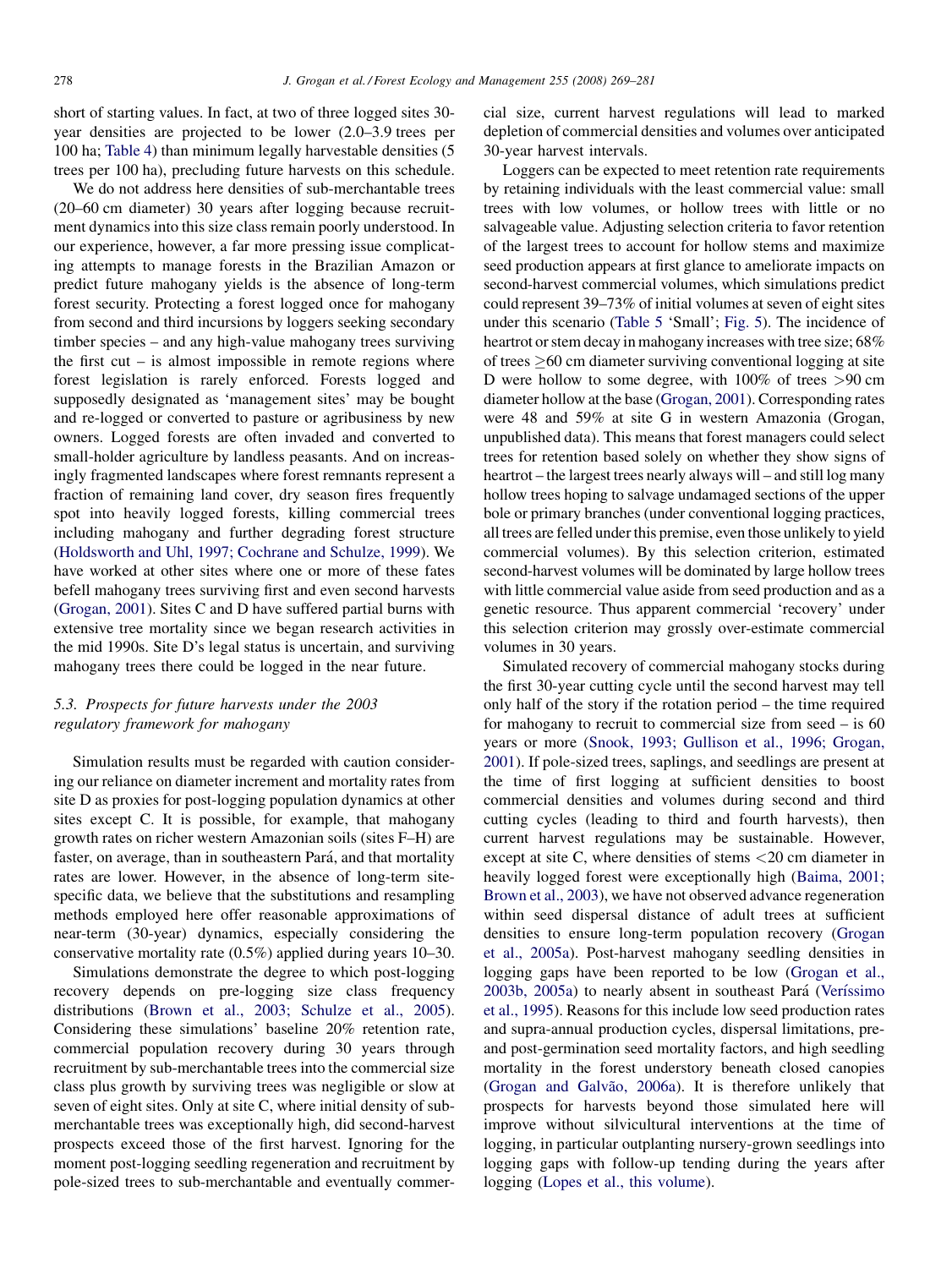short of starting values. In fact, at two of three logged sites 30-year densities are projected to be lower (2.0–3.9 trees per 100 ha; Table 4) than minimum legally harvestable densities (5 trees per 100 ha), precluding future harvests on this schedule.

We do not address here densities of sub-merchantable trees (20–60 cm diameter) 30 years after logging because recruitment dynamics into this size class remain poorly understood. In our experience, however, a far more pressing issue complicating attempts to manage forests in the Brazilian Amazon or predict future mahogany yields is the absence of long-term forest security. Protecting a forest logged once for mahogany from second and third incursions by loggers seeking secondary timber species – and any high-value mahogany trees surviving the first cut – is almost impossible in remote regions where forest legislation is rarely enforced. Forests logged and supposedly designated as 'management sites' may be bought and re-logged or converted to pasture or agribusiness by new owners. Logged forests are often invaded and converted to small-holder agriculture by landless peasants. And on increasingly fragmented landscapes where forest remnants represent a fraction of remaining land cover, dry season fires frequently spot into heavily logged forests, killing commercial trees including mahogany and further degrading forest structure (Holdsworth and Uhl, 1997; Cochrane and Schulze, 1999). We have worked at other sites where one or more of these fates befell mahogany trees surviving first and even second harvests (Grogan, 2001). Sites C and D have suffered partial burns with extensive tree mortality since we began research activities in the mid 1990s. Site D's legal status is uncertain, and surviving mahogany trees there could be logged in the near future.

### 5.3. Prospects for future harvests under the 2003 regulatory framework for mahogany

Simulation results must be regarded with caution considering our reliance on diameter increment and mortality rates from site D as proxies for post-logging population dynamics at other sites except C. It is possible, for example, that mahogany growth rates on richer western Amazonian soils (sites F–H) are faster, on average, than in southeastern Pará, and that mortality rates are lower. However, in the absence of long-term site-specific data, we believe that the substitutions and resampling methods employed here offer reasonable approximations of near-term (30-year) dynamics, especially considering the conservative mortality rate (0.5%) applied during years 10–30.

Simulations demonstrate the degree to which post-logging recovery depends on pre-logging size class frequency distributions (Brown et al., 2003; Schulze et al., 2005). Considering these simulations' baseline 20% retention rate, commercial population recovery during 30 years through recruitment by sub-merchantable trees into the commercial size class plus growth by surviving trees was negligible or slow at seven of eight sites. Only at site C, where initial density of sub-merchantable trees was exceptionally high, did second-harvest prospects exceed those of the first harvest. Ignoring for the moment post-logging seedling regeneration and recruitment by pole-sized trees to sub-merchantable and eventually commercial size, current harvest regulations will lead to marked depletion of commercial densities and volumes over anticipated 30-year harvest intervals.

Loggers can be expected to meet retention rate requirements by retaining individuals with the least commercial value: small trees with low volumes, or hollow trees with little or no salvageable value. Adjusting selection criteria to favor retention of the largest trees to account for hollow stems and maximize seed production appears at first glance to ameliorate impacts on second-harvest commercial volumes, which simulations predict could represent 39–73% of initial volumes at seven of eight sites under this scenario (Table 5 'Small'; Fig. 5). The incidence of heartrot or stem decay in mahogany increases with tree size; 68% of trees ≥60 cm diameter surviving conventional logging at site D were hollow to some degree, with 100% of trees >90 cm diameter hollow at the base (Grogan, 2001). Corresponding rates were 48 and 59% at site G in western Amazonia (Grogan, unpublished data). This means that forest managers could select trees for retention based solely on whether they show signs of heartrot – the largest trees nearly always will – and still log many hollow trees hoping to salvage undamaged sections of the upper bole or primary branches (under conventional logging practices, all trees are felled under this premise, even those unlikely to yield commercial volumes). By this selection criterion, estimated second-harvest volumes will be dominated by large hollow trees with little commercial value aside from seed production and as a genetic resource. Thus apparent commercial 'recovery' under this selection criterion may grossly over-estimate commercial volumes in 30 years.

Simulated recovery of commercial mahogany stocks during the first 30-year cutting cycle until the second harvest may tell only half of the story if the rotation period – the time required for mahogany to recruit to commercial size from seed – is 60 years or more (Snook, 1993; Gullison et al., 1996; Grogan, 2001). If pole-sized trees, saplings, and seedlings are present at the time of first logging at sufficient densities to boost commercial densities and volumes during second and third cutting cycles (leading to third and fourth harvests), then current harvest regulations may be sustainable. However, except at site C, where densities of stems <20 cm diameter in heavily logged forest were exceptionally high (Baima, 2001; Brown et al., 2003), we have not observed advance regeneration within seed dispersal distance of adult trees at sufficient densities to ensure long-term population recovery (Grogan et al., 2005a). Post-harvest mahogany seedling densities in logging gaps have been reported to be low (Grogan et al., 2003b, 2005a) to nearly absent in southeast Pará (Veríssimo et al., 1995). Reasons for this include low seed production rates and supra-annual production cycles, dispersal limitations, pre- and post-germination seed mortality factors, and high seedling mortality in the forest understory beneath closed canopies (Grogan and Galvão, 2006a). It is therefore unlikely that prospects for harvests beyond those simulated here will improve without silvicultural interventions at the time of logging, in particular outplanting nursery-grown seedlings into logging gaps with follow-up tending during the years after logging (Lopes et al., this volume).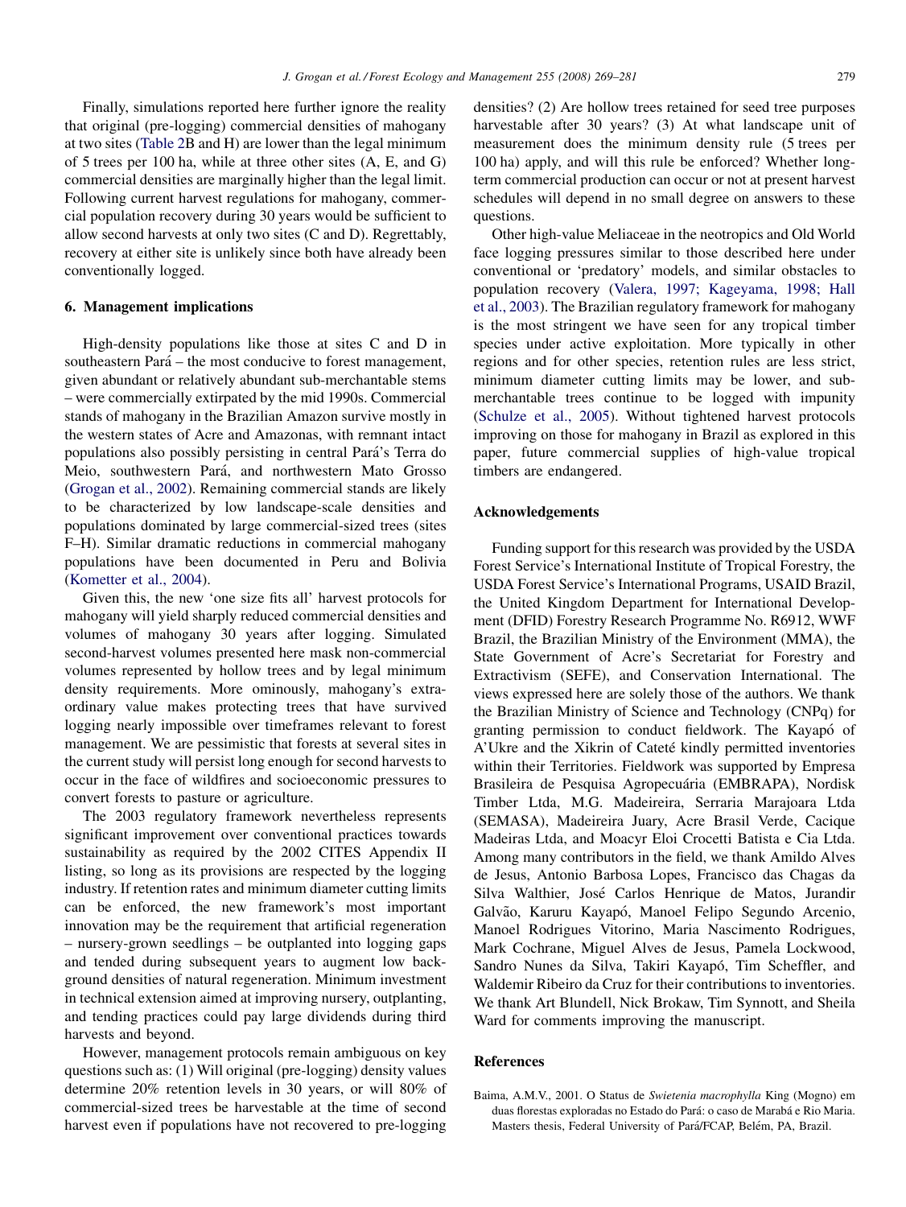Finally, simulations reported here further ignore the reality that original (pre-logging) commercial densities of mahogany at two sites (Table 2B and H) are lower than the legal minimum of 5 trees per 100 ha, while at three other sites (A, E, and G) commercial densities are marginally higher than the legal limit. Following current harvest regulations for mahogany, commercial population recovery during 30 years would be sufficient to allow second harvests at only two sites (C and D). Regrettably, recovery at either site is unlikely since both have already been conventionally logged.

## 6. Management implications

High-density populations like those at sites C and D in southeastern Pará – the most conducive to forest management, given abundant or relatively abundant sub-merchantable stems – were commercially extirpated by the mid 1990s. Commercial stands of mahogany in the Brazilian Amazon survive mostly in the western states of Acre and Amazonas, with remnant intact populations also possibly persisting in central Pará's Terra do Meio, southwestern Pará, and northwestern Mato Grosso (Grogan et al., 2002). Remaining commercial stands are likely to be characterized by low landscape-scale densities and populations dominated by large commercial-sized trees (sites F–H). Similar dramatic reductions in commercial mahogany populations have been documented in Peru and Bolivia (Kometter et al., 2004).

Given this, the new 'one size fits all' harvest protocols for mahogany will yield sharply reduced commercial densities and volumes of mahogany 30 years after logging. Simulated second-harvest volumes presented here mask non-commercial volumes represented by hollow trees and by legal minimum density requirements. More ominously, mahogany's extraordinary value makes protecting trees that have survived logging nearly impossible over timeframes relevant to forest management. We are pessimistic that forests at several sites in the current study will persist long enough for second harvests to occur in the face of wildfires and socioeconomic pressures to convert forests to pasture or agriculture.

The 2003 regulatory framework nevertheless represents significant improvement over conventional practices towards sustainability as required by the 2002 CITES Appendix II listing, so long as its provisions are respected by the logging industry. If retention rates and minimum diameter cutting limits can be enforced, the new framework's most important innovation may be the requirement that artificial regeneration – nursery-grown seedlings – be outplanted into logging gaps and tended during subsequent years to augment low background densities of natural regeneration. Minimum investment in technical extension aimed at improving nursery, outplanting, and tending practices could pay large dividends during third harvests and beyond.

However, management protocols remain ambiguous on key questions such as: (1) Will original (pre-logging) density values determine 20% retention levels in 30 years, or will 80% of commercial-sized trees be harvestable at the time of second harvest even if populations have not recovered to pre-logging densities? (2) Are hollow trees retained for seed tree purposes harvestable after 30 years? (3) At what landscape unit of measurement does the minimum density rule (5 trees per 100 ha) apply, and will this rule be enforced? Whether long-term commercial production can occur or not at present harvest schedules will depend in no small degree on answers to these questions.

Other high-value Meliaceae in the neotropics and Old World face logging pressures similar to those described here under conventional or 'predatory' models, and similar obstacles to population recovery (Valera, 1997; Kageyama, 1998; Hall et al., 2003). The Brazilian regulatory framework for mahogany is the most stringent we have seen for any tropical timber species under active exploitation. More typically in other regions and for other species, retention rules are less strict, minimum diameter cutting limits may be lower, and sub-merchantable trees continue to be logged with impunity (Schulze et al., 2005). Without tightened harvest protocols improving on those for mahogany in Brazil as explored in this paper, future commercial supplies of high-value tropical timbers are endangered.

## Acknowledgements

Funding support for this research was provided by the USDA Forest Service's International Institute of Tropical Forestry, the USDA Forest Service's International Programs, USAID Brazil, the United Kingdom Department for International Development (DFID) Forestry Research Programme No. R6912, WWF Brazil, the Brazilian Ministry of the Environment (MMA), the State Government of Acre's Secretariat for Forestry and Extractivism (SEFE), and Conservation International. The views expressed here are solely those of the authors. We thank the Brazilian Ministry of Science and Technology (CNPq) for granting permission to conduct fieldwork. The Kayapó of A'Ukre and the Xikrin of Cateté kindly permitted inventories within their Territories. Fieldwork was supported by Empresa Brasileira de Pesquisa Agropecuária (EMBRAPA), Nordisk Timber Ltda, M.G. Madeireira, Serraria Marajoara Ltda (SEMASA), Madeireira Juary, Acre Brasil Verde, Cacique Madeiras Ltda, and Moacyr Eloi Crocetti Batista e Cia Ltda. Among many contributors in the field, we thank Amildo Alves de Jesus, Antonio Barbosa Lopes, Francisco das Chagas da Silva Walthier, José Carlos Henrique de Matos, Jurandir Galvão, Karuru Kayapó, Manoel Felipo Segundo Arcenio, Manoel Rodrigues Vitorino, Maria Nascimento Rodrigues, Mark Cochrane, Miguel Alves de Jesus, Pamela Lockwood, Sandro Nunes da Silva, Takiri Kayapó, Tim Scheffler, and Waldemir Ribeiro da Cruz for their contributions to inventories. We thank Art Blundell, Nick Brokaw, Tim Synnott, and Sheila Ward for comments improving the manuscript.

## References

Baima, A.M.V., 2001. O Status de *Swietenia macrophylla* King (Mogno) em duas florestas exploradas no Estado do Pará: o caso de Marabá e Rio Maria. Masters thesis, Federal University of Pará/FCAP, Belém, PA, Brazil.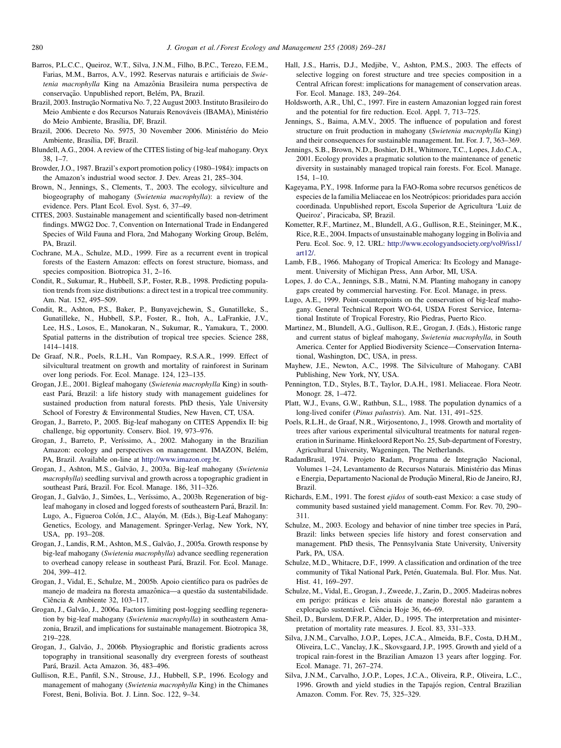Barros, P.L.C.C., Queiroz, W.T., Silva, J.N.M., Filho, B.P.C., Terezo, F.E.M., Farias, M.M., Barros, A.V., 1992. Reservas naturais e artificiais de *Swietenia macrophylla* King na Amazônia Brasileira numa perspectiva de conservação. Unpublished report, Belém, PA, Brazil.

Brazil, 2003. Instrução Normativa No. 7, 22 August 2003. Instituto Brasileiro do Meio Ambiente e dos Recursos Naturais Renováveis (IBAMA), Ministério do Meio Ambiente, Brasília, DF, Brazil.

Brazil, 2006. Decreto No. 5975, 30 November 2006. Ministério do Meio Ambiente, Brasília, DF, Brazil.

Blundell, A.G., 2004. A review of the CITES listing of big-leaf mahogany. Oryx 38, 1–7.

Browder, J.O., 1987. Brazil's export promotion policy (1980–1984): impacts on the Amazon's industrial wood sector. J. Dev. Areas 21, 285–304.

Brown, N., Jennings, S., Clements, T., 2003. The ecology, silviculture and biogeography of mahogany (*Swietenia macrophylla*): a review of the evidence. Pers. Plant Ecol. Evol. Syst. 6, 37–49.

CITES, 2003. Sustainable management and scientifically based non-detriment findings. MWG2 Doc. 7, Convention on International Trade in Endangered Species of Wild Fauna and Flora, 2nd Mahogany Working Group, Belém, PA, Brazil.

Cochrane, M.A., Schulze, M.D., 1999. Fire as a recurrent event in tropical forests of the Eastern Amazon: effects on forest structure, biomass, and species composition. Biotropica 31, 2–16.

Condit, R., Sukumar, R., Hubbell, S.P., Foster, R.B., 1998. Predicting population trends from size distributions: a direct test in a tropical tree community. Am. Nat. 152, 495–509.

Condit, R., Ashton, P.S., Baker, P., Bunyavejchewin, S., Gunatilleke, S., Gunatilleke, N., Hubbell, S.P., Foster, R., Itoh, A., LaFrankie, J.V., Lee, H.S., Losos, E., Manokaran, N., Sukumar, R., Yamakura, T., 2000. Spatial patterns in the distribution of tropical tree species. Science 288, 1414–1418.

De Graaf, N.R., Poels, R.L.H., Van Rompaey, R.S.A.R., 1999. Effect of silvicultural treatment on growth and mortality of rainforest in Surinam over long periods. For. Ecol. Manage. 124, 123–135.

Grogan, J.E., 2001. Bigleaf mahogany (*Swietenia macrophylla* King) in southeast Pará, Brazil: a life history study with management guidelines for sustained production from natural forests. PhD thesis, Yale University School of Forestry & Environmental Studies, New Haven, CT, USA.

Grogan, J., Barreto, P., 2005. Big-leaf mahogany on CITES Appendix II: big challenge, big opportunity. Conserv. Biol. 19, 973–976.

Grogan, J., Barreto, P., Veríssimo, A., 2002. Mahogany in the Brazilian Amazon: ecology and perspectives on management. IMAZON, Belém, PA, Brazil. Available on-line at http://www.imazon.org.br.

Grogan, J., Ashton, M.S., Galvão, J., 2003a. Big-leaf mahogany (*Swietenia macrophylla*) seedling survival and growth across a topographic gradient in southeast Pará, Brazil. For. Ecol. Manage. 186, 311–326.

Grogan, J., Galvão, J., Simões, L., Veríssimo, A., 2003b. Regeneration of big-leaf mahogany in closed and logged forests of southeastern Pará, Brazil. In: Lugo, A., Figueroa Colón, J.C., Alayón, M. (Eds.), Big-Leaf Mahogany: Genetics, Ecology, and Management. Springer-Verlag, New York, NY, USA, pp. 193–208.

Grogan, J., Landis, R.M., Ashton, M.S., Galvão, J., 2005a. Growth response by big-leaf mahogany (*Swietenia macrophylla*) advance seedling regeneration to overhead canopy release in southeast Pará, Brazil. For. Ecol. Manage. 204, 399–412.

Grogan, J., Vidal, E., Schulze, M., 2005b. Apoio científico para os padrões de manejo de madeira na floresta amazônica—a questão da sustentabilidade. Ciência & Ambiente 32, 103–117.

Grogan, J., Galvão, J., 2006a. Factors limiting post-logging seedling regeneration by big-leaf mahogany (*Swietenia macrophylla*) in southeastern Amazonia, Brazil, and implications for sustainable management. Biotropica 38, 219–228.

Grogan, J., Galvão, J., 2006b. Physiographic and floristic gradients across topography in transitional seasonally dry evergreen forests of southeast Pará, Brazil. Acta Amazon. 36, 483–496.

Gullison, R.E., Panfil, S.N., Strouse, J.J., Hubbell, S.P., 1996. Ecology and management of mahogany (*Swietenia macrophylla* King) in the Chimanes Forest, Beni, Bolivia. Bot. J. Linn. Soc. 122, 9–34.

Hall, J.S., Harris, D.J., Medjibe, V., Ashton, P.M.S., 2003. The effects of selective logging on forest structure and tree species composition in a Central African forest: implications for management of conservation areas. For. Ecol. Manage. 183, 249–264.

Holdsworth, A.R., Uhl, C., 1997. Fire in eastern Amazonian logged rain forest and the potential for fire reduction. Ecol. Appl. 7, 713–725.

Jennings, S., Baima, A.M.V., 2005. The influence of population and forest structure on fruit production in mahogany (*Swietenia macrophylla* King) and their consequences for sustainable management. Int. For. J. 7, 363–369.

Jennings, S.B., Brown, N.D., Boshier, D.H., Whitmore, T.C., Lopes, J.do.C.A., 2001. Ecology provides a pragmatic solution to the maintenance of genetic diversity in sustainably managed tropical rain forests. For. Ecol. Manage. 154, 1–10.

Kageyama, P.Y., 1998. Informe para la FAO-Roma sobre recursos genéticos de especies de la familia Meliaceae en los Neotrópicos: prioridades para acción coordinada. Unpublished report, Escola Superior de Agricultura 'Luiz de Queiroz', Piracicaba, SP, Brazil.

Kometter, R.F., Martinez, M., Blundell, A.G., Gullison, R.E., Steininger, M.K., Rice, R.E., 2004. Impacts of unsustainable mahogany logging in Bolivia and Peru. Ecol. Soc. 9, 12. URL: http://www.ecologyandsociety.org/vol9/iss1/art12/.

Lamb, F.B., 1966. Mahogany of Tropical America: Its Ecology and Management. University of Michigan Press, Ann Arbor, MI, USA.

Lopes, J. do C.A., Jennings, S.B., Matni, N.M. Planting mahogany in canopy gaps created by commercial harvesting. For. Ecol. Manage, in press.

Lugo, A.E., 1999. Point-counterpoints on the conservation of big-leaf mahogany. General Technical Report WO-64, USDA Forest Service, International Institute of Tropical Forestry, Rio Piedras, Puerto Rico.

Martinez, M., Blundell, A.G., Gullison, R.E., Grogan, J. (Eds.), Historic range and current status of bigleaf mahogany, *Swietenia macrophylla*, in South America. Center for Applied Biodiversity Science—Conservation International, Washington, DC, USA, in press.

Mayhew, J.E., Newton, A.C., 1998. The Silviculture of Mahogany. CABI Publishing, New York, NY, USA.

Pennington, T.D., Styles, B.T., Taylor, D.A.H., 1981. Meliaceae. Flora Neotr. Monogr. 28, 1–472.

Platt, W.J., Evans, G.W., Rathbun, S.L., 1988. The population dynamics of a long-lived conifer (*Pinus palustris*). Am. Nat. 131, 491–525.

Poels, R.L.H., de Graaf, N.R., Wirjosentono, J., 1998. Growth and mortality of trees after various experimental silvicultural treatments for natural regeneration in Suriname. Hinkeloord Report No. 25, Sub-department of Forestry, Agricultural University, Wageningen, The Netherlands.

RadamBrasil, 1974. Projeto Radam, Programa de Integração Nacional, Volumes 1–24, Levantamento de Recursos Naturais. Ministério das Minas e Energia, Departamento Nacional de Produção Mineral, Rio de Janeiro, RJ, Brazil.

Richards, E.M., 1991. The forest *ejidos* of south-east Mexico: a case study of community based sustained yield management. Comm. For. Rev. 70, 290–311.

Schulze, M., 2003. Ecology and behavior of nine timber tree species in Pará, Brazil: links between species life history and forest conservation and management. PhD thesis, The Pennsylvania State University, University Park, PA, USA.

Schulze, M.D., Whitacre, D.F., 1999. A classification and ordination of the tree community of Tikal National Park, Petén, Guatemala. Bul. Flor. Mus. Nat. Hist. 41, 169–297.

Schulze, M., Vidal, E., Grogan, J., Zweede, J., Zarin, D., 2005. Madeiras nobres em perigo: práticas e leis atuais de manejo florestal não garantem a exploração sustentável. Ciência Hoje 36, 66–69.

Sheil, D., Burslem, D.F.R.P., Alder, D., 1995. The interpretation and misinterpretation of mortality rate measures. J. Ecol. 83, 331–333.

Silva, J.N.M., Carvalho, J.O.P., Lopes, J.C.A., Almeida, B.F., Costa, D.H.M., Oliveira, L.C., Vanclay, J.K., Skovsgaard, J.P., 1995. Growth and yield of a tropical rain-forest in the Brazilian Amazon 13 years after logging. For. Ecol. Manage. 71, 267–274.

Silva, J.N.M., Carvalho, J.O.P., Lopes, J.C.A., Oliveira, R.P., Oliveira, L.C., 1996. Growth and yield studies in the Tapajós region, Central Brazilian Amazon. Comm. For. Rev. 75, 325–329.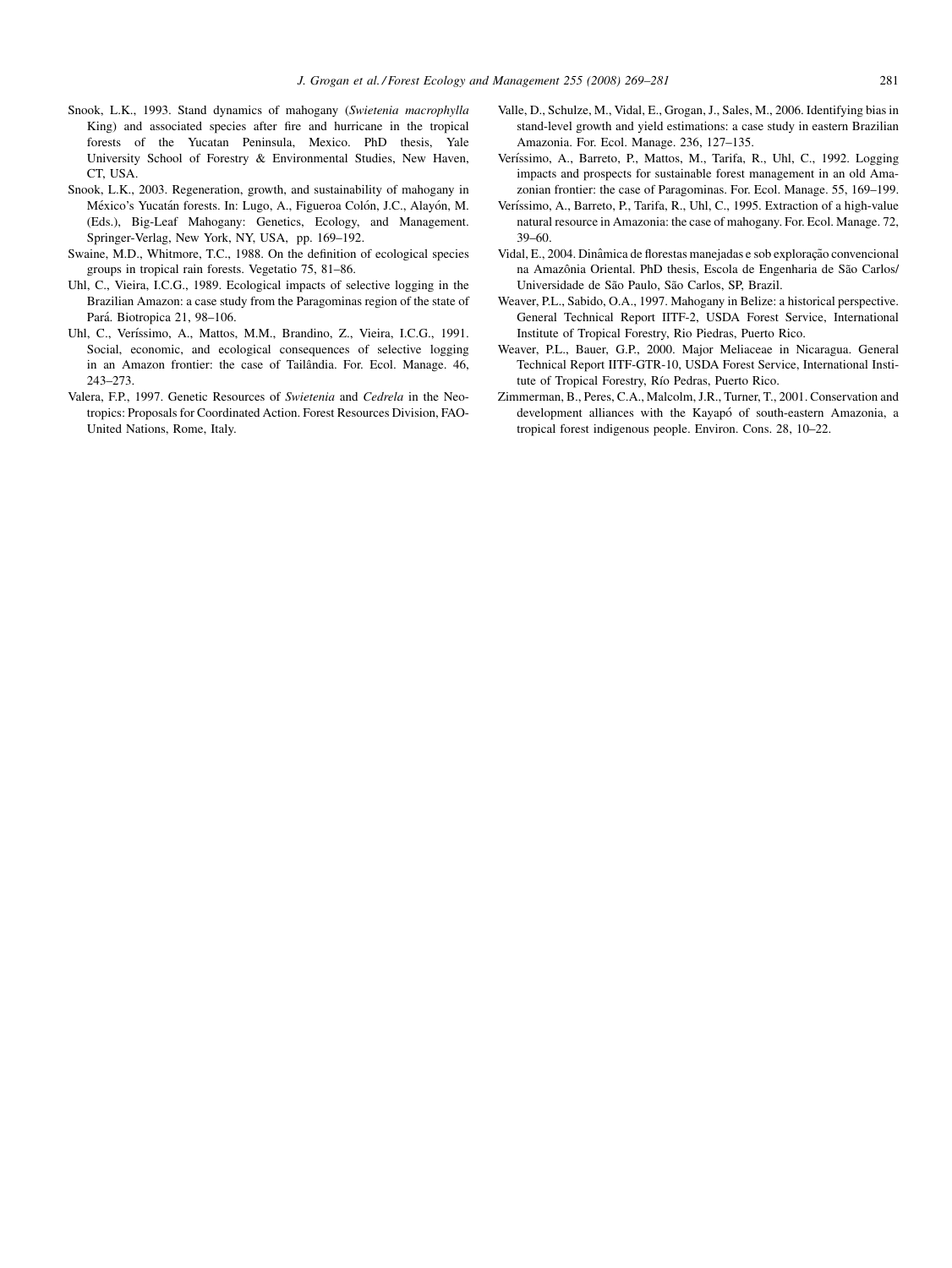Snook, L.K., 1993. Stand dynamics of mahogany (*Swietenia macrophylla* King) and associated species after fire and hurricane in the tropical forests of the Yucatan Peninsula, Mexico. PhD thesis, Yale University School of Forestry & Environmental Studies, New Haven, CT, USA.

Snook, L.K., 2003. Regeneration, growth, and sustainability of mahogany in México's Yucatán forests. In: Lugo, A., Figueroa Colón, J.C., Alayón, M. (Eds.), Big-Leaf Mahogany: Genetics, Ecology, and Management. Springer-Verlag, New York, NY, USA, pp. 169–192.

Swaine, M.D., Whitmore, T.C., 1988. On the definition of ecological species groups in tropical rain forests. Vegetatio 75, 81–86.

Uhl, C., Vieira, I.C.G., 1989. Ecological impacts of selective logging in the Brazilian Amazon: a case study from the Paragominas region of the state of Pará. Biotropica 21, 98–106.

Uhl, C., Veríssimo, A., Mattos, M.M., Brandino, Z., Vieira, I.C.G., 1991. Social, economic, and ecological consequences of selective logging in an Amazon frontier: the case of Tailândia. For. Ecol. Manage. 46, 243–273.

Valera, F.P., 1997. Genetic Resources of *Swietenia* and *Cedrela* in the Neotropics: Proposals for Coordinated Action. Forest Resources Division, FAO-United Nations, Rome, Italy.

Valle, D., Schulze, M., Vidal, E., Grogan, J., Sales, M., 2006. Identifying bias in stand-level growth and yield estimations: a case study in eastern Brazilian Amazonia. For. Ecol. Manage. 236, 127–135.

Veríssimo, A., Barreto, P., Mattos, M., Tarifa, R., Uhl, C., 1992. Logging impacts and prospects for sustainable forest management in an old Amazonian frontier: the case of Paragominas. For. Ecol. Manage. 55, 169–199.

Veríssimo, A., Barreto, P., Tarifa, R., Uhl, C., 1995. Extraction of a high-value natural resource in Amazonia: the case of mahogany. For. Ecol. Manage. 72, 39–60.

Vidal, E., 2004. Dinâmica de florestas manejadas e sob exploração convencional na Amazônia Oriental. PhD thesis, Escola de Engenharia de São Carlos/Universidade de São Paulo, São Carlos, SP, Brazil.

Weaver, P.L., Sabido, O.A., 1997. Mahogany in Belize: a historical perspective. General Technical Report IITF-2, USDA Forest Service, International Institute of Tropical Forestry, Rio Piedras, Puerto Rico.

Weaver, P.L., Bauer, G.P., 2000. Major Meliaceae in Nicaragua. General Technical Report IITF-GTR-10, USDA Forest Service, International Institute of Tropical Forestry, Río Pedras, Puerto Rico.

Zimmerman, B., Peres, C.A., Malcolm, J.R., Turner, T., 2001. Conservation and development alliances with the Kayapó of south-eastern Amazonia, a tropical forest indigenous people. Environ. Cons. 28, 10–22.